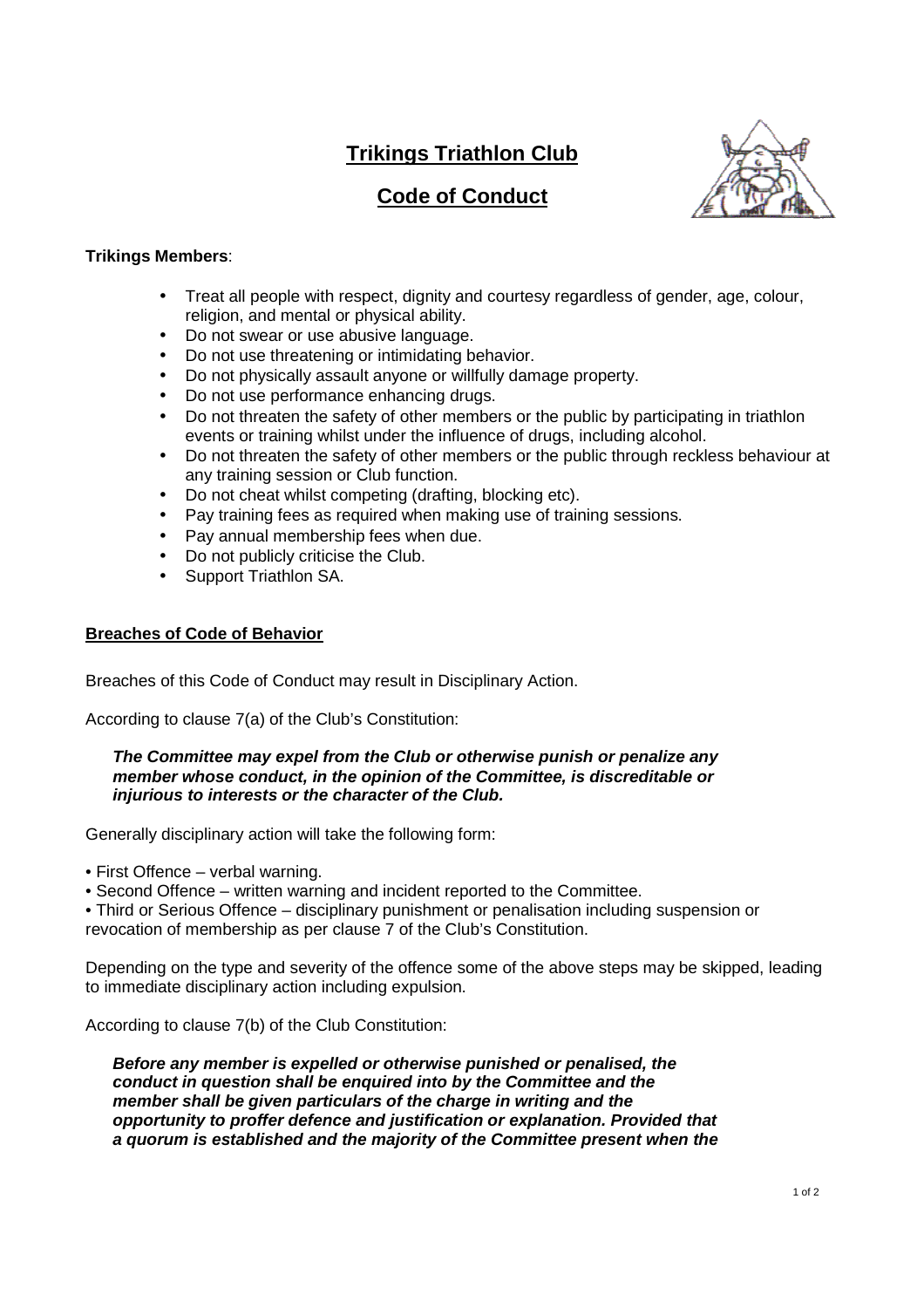# Trikings Triathlon Club

## Code of Conduct

**Trikings Members**:

- Treat all people with respect, dignity and courtesy regardless of gender, age, colour, religion, and mental or physical ability.
- Do not swear or use abusive language.
- Do not use threatening or intimidating behavior.
- Do not physically assault anyone or willfully damage property.
- Do not use performance enhancing drugs.
- Do not threaten the safety of other members or the public by participating in triathlon events or training whilst under the influence of drugs, including alcohol.
- Do not threaten the safety of other members or the public through reckless behaviour at any training session or Club function.
- Do not cheat whilst competing (drafting, blocking etc).
- Pay training fees as required when making use of training sessions.
- Pay annual membership fees when due.
- Do not publicly criticise the Club.
- Support Triathlon SA.

### Breaches of Code of Behavior

Breaches of this Code of Conduct may result in Disciplinary Action.

According to clause 7(a) of the Club's Constitution:

> ***The Committee may expel from the Club or otherwise punish or penalize any member whose conduct, in the opinion of the Committee, is discreditable or injurious to interests or the character of the Club.***

Generally disciplinary action will take the following form:

- First Offence – verbal warning.
- Second Offence – written warning and incident reported to the Committee.
- Third or Serious Offence – disciplinary punishment or penalisation including suspension or revocation of membership as per clause 7 of the Club's Constitution.

Depending on the type and severity of the offence some of the above steps may be skipped, leading to immediate disciplinary action including expulsion.

According to clause 7(b) of the Club Constitution:

> ***Before any member is expelled or otherwise punished or penalised, the conduct in question shall be enquired into by the Committee and the member shall be given particulars of the charge in writing and the opportunity to proffer defence and justification or explanation. Provided that a quorum is established and the majority of the Committee present when the***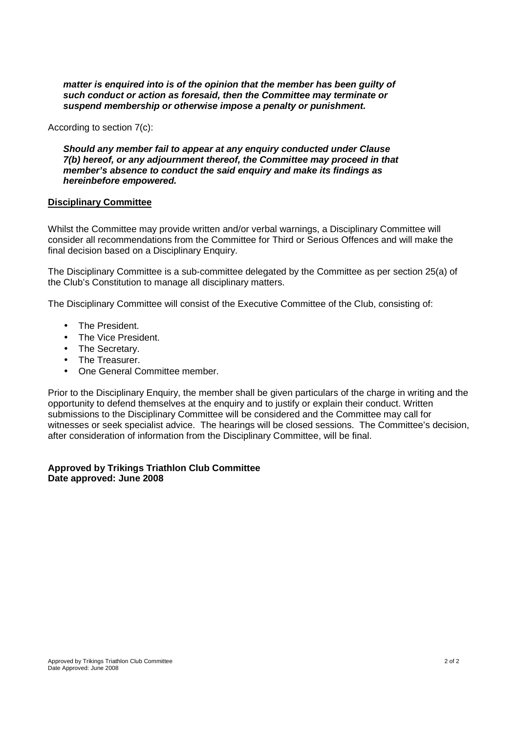***matter is enquired into is of the opinion that the member has been guilty of such conduct or action as foresaid, then the Committee may terminate or suspend membership or otherwise impose a penalty or punishment.***

According to section 7(c):

***Should any member fail to appear at any enquiry conducted under Clause 7(b) hereof, or any adjournment thereof, the Committee may proceed in that member's absence to conduct the said enquiry and make its findings as hereinbefore empowered.***

## Disciplinary Committee

Whilst the Committee may provide written and/or verbal warnings, a Disciplinary Committee will consider all recommendations from the Committee for Third or Serious Offences and will make the final decision based on a Disciplinary Enquiry.

The Disciplinary Committee is a sub-committee delegated by the Committee as per section 25(a) of the Club's Constitution to manage all disciplinary matters.

The Disciplinary Committee will consist of the Executive Committee of the Club, consisting of:

- The President.
- The Vice President.
- The Secretary.
- The Treasurer.
- One General Committee member.

Prior to the Disciplinary Enquiry, the member shall be given particulars of the charge in writing and the opportunity to defend themselves at the enquiry and to justify or explain their conduct. Written submissions to the Disciplinary Committee will be considered and the Committee may call for witnesses or seek specialist advice. The hearings will be closed sessions. The Committee's decision, after consideration of information from the Disciplinary Committee, will be final.

**Approved by Trikings Triathlon Club Committee**
**Date approved: June 2008**